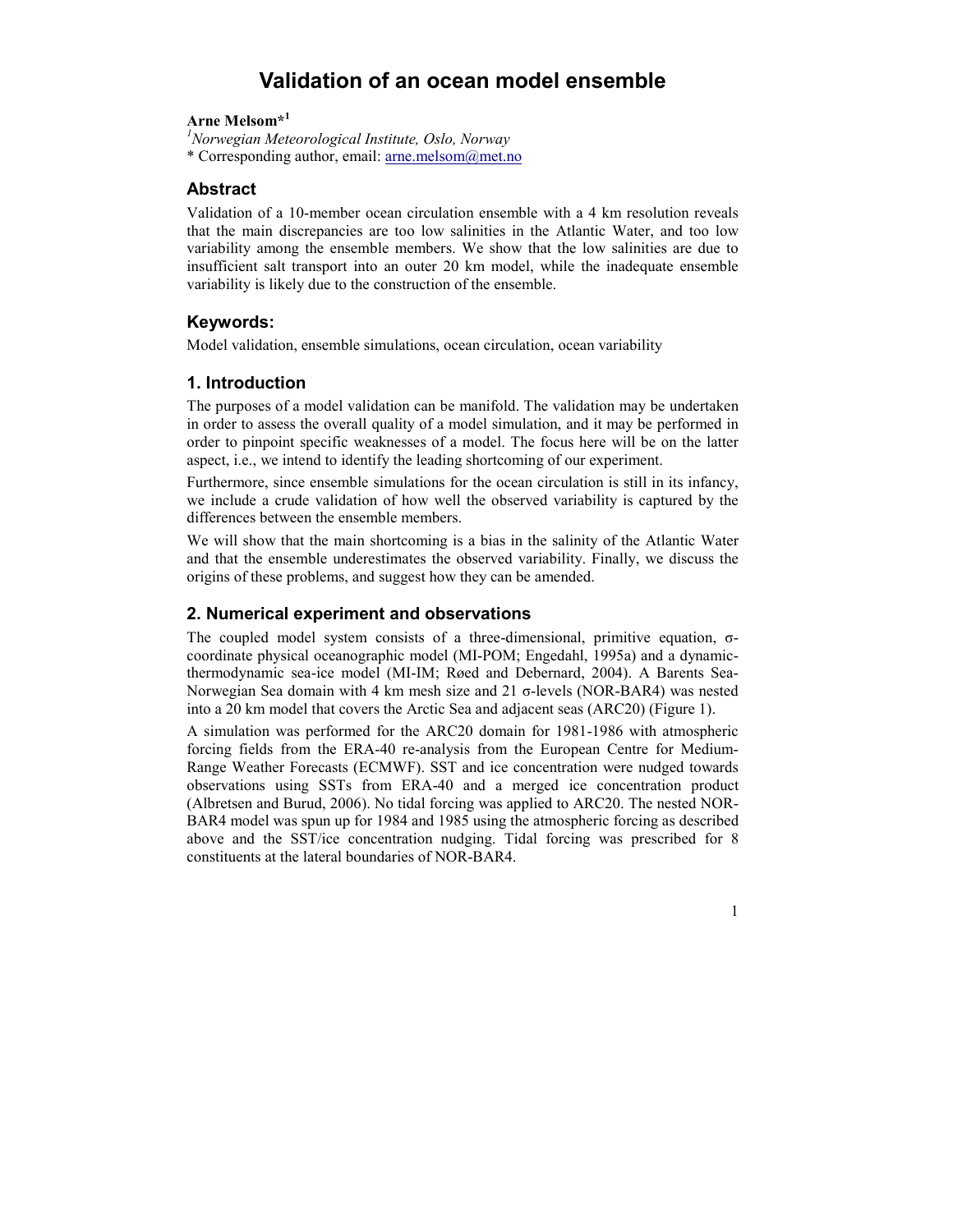# Validation of an ocean model ensemble

**Arne Melsom*[1]**

[1]*Norwegian Meteorological Institute, Oslo, Norway*

\* Corresponding author, email: arne.melsom@met.no

## Abstract

Validation of a 10-member ocean circulation ensemble with a 4 km resolution reveals that the main discrepancies are too low salinities in the Atlantic Water, and too low variability among the ensemble members. We show that the low salinities are due to insufficient salt transport into an outer 20 km model, while the inadequate ensemble variability is likely due to the construction of the ensemble.

## Keywords:

Model validation, ensemble simulations, ocean circulation, ocean variability

## 1. Introduction

The purposes of a model validation can be manifold. The validation may be undertaken in order to assess the overall quality of a model simulation, and it may be performed in order to pinpoint specific weaknesses of a model. The focus here will be on the latter aspect, i.e., we intend to identify the leading shortcoming of our experiment.

Furthermore, since ensemble simulations for the ocean circulation is still in its infancy, we include a crude validation of how well the observed variability is captured by the differences between the ensemble members.

We will show that the main shortcoming is a bias in the salinity of the Atlantic Water and that the ensemble underestimates the observed variability. Finally, we discuss the origins of these problems, and suggest how they can be amended.

## 2. Numerical experiment and observations

The coupled model system consists of a three-dimensional, primitive equation, σ-coordinate physical oceanographic model (MI-POM; Engedahl, 1995a) and a dynamic-thermodynamic sea-ice model (MI-IM; Røed and Debernard, 2004). A Barents Sea-Norwegian Sea domain with 4 km mesh size and 21 σ-levels (NOR-BAR4) was nested into a 20 km model that covers the Arctic Sea and adjacent seas (ARC20) (Figure 1).

A simulation was performed for the ARC20 domain for 1981-1986 with atmospheric forcing fields from the ERA-40 re-analysis from the European Centre for Medium-Range Weather Forecasts (ECMWF). SST and ice concentration were nudged towards observations using SSTs from ERA-40 and a merged ice concentration product (Albretsen and Burud, 2006). No tidal forcing was applied to ARC20. The nested NOR-BAR4 model was spun up for 1984 and 1985 using the atmospheric forcing as described above and the SST/ice concentration nudging. Tidal forcing was prescribed for 8 constituents at the lateral boundaries of NOR-BAR4.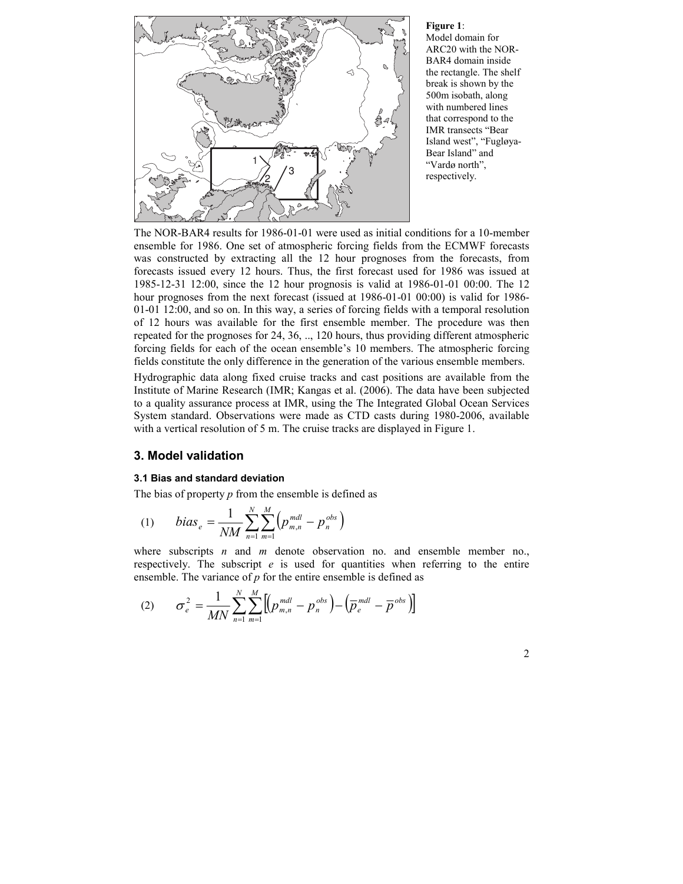**Figure 1**: Model domain for ARC20 with the NOR-BAR4 domain inside the rectangle. The shelf break is shown by the 500m isobath, along with numbered lines that correspond to the IMR transects "Bear Island west", "Fugløya-Bear Island" and "Vardø north", respectively.

The NOR-BAR4 results for 1986-01-01 were used as initial conditions for a 10-member ensemble for 1986. One set of atmospheric forcing fields from the ECMWF forecasts was constructed by extracting all the 12 hour prognoses from the forecasts, from forecasts issued every 12 hours. Thus, the first forecast used for 1986 was issued at 1985-12-31 12:00, since the 12 hour prognosis is valid at 1986-01-01 00:00. The 12 hour prognoses from the next forecast (issued at 1986-01-01 00:00) is valid for 1986-01-01 12:00, and so on. In this way, a series of forcing fields with a temporal resolution of 12 hours was available for the first ensemble member. The procedure was then repeated for the prognoses for 24, 36, .., 120 hours, thus providing different atmospheric forcing fields for each of the ocean ensemble's 10 members. The atmospheric forcing fields constitute the only difference in the generation of the various ensemble members.

Hydrographic data along fixed cruise tracks and cast positions are available from the Institute of Marine Research (IMR; Kangas et al. (2006). The data have been subjected to a quality assurance process at IMR, using the The Integrated Global Ocean Services System standard. Observations were made as CTD casts during 1980-2006, available with a vertical resolution of 5 m. The cruise tracks are displayed in Figure 1.

## 3. Model validation

### 3.1 Bias and standard deviation

The bias of property $p$ from the ensemble is defined as

$$(1) \qquad bias_e = \frac{1}{NM}\sum_{n=1}^{N}\sum_{m=1}^{M}\left(p_{m,n}^{mdl} - p_n^{obs}\right)$$

where subscripts $n$ and $m$ denote observation no. and ensemble member no., respectively. The subscript $e$ is used for quantities when referring to the entire ensemble. The variance of $p$ for the entire ensemble is defined as

$$(2) \qquad \sigma_e^2 = \frac{1}{MN}\sum_{n=1}^{N}\sum_{m=1}^{M}\left[\left(p_{m,n}^{mdl} - p_n^{obs}\right) - \left(\overline{p}_e^{mdl} - \overline{p}^{obs}\right)\right]$$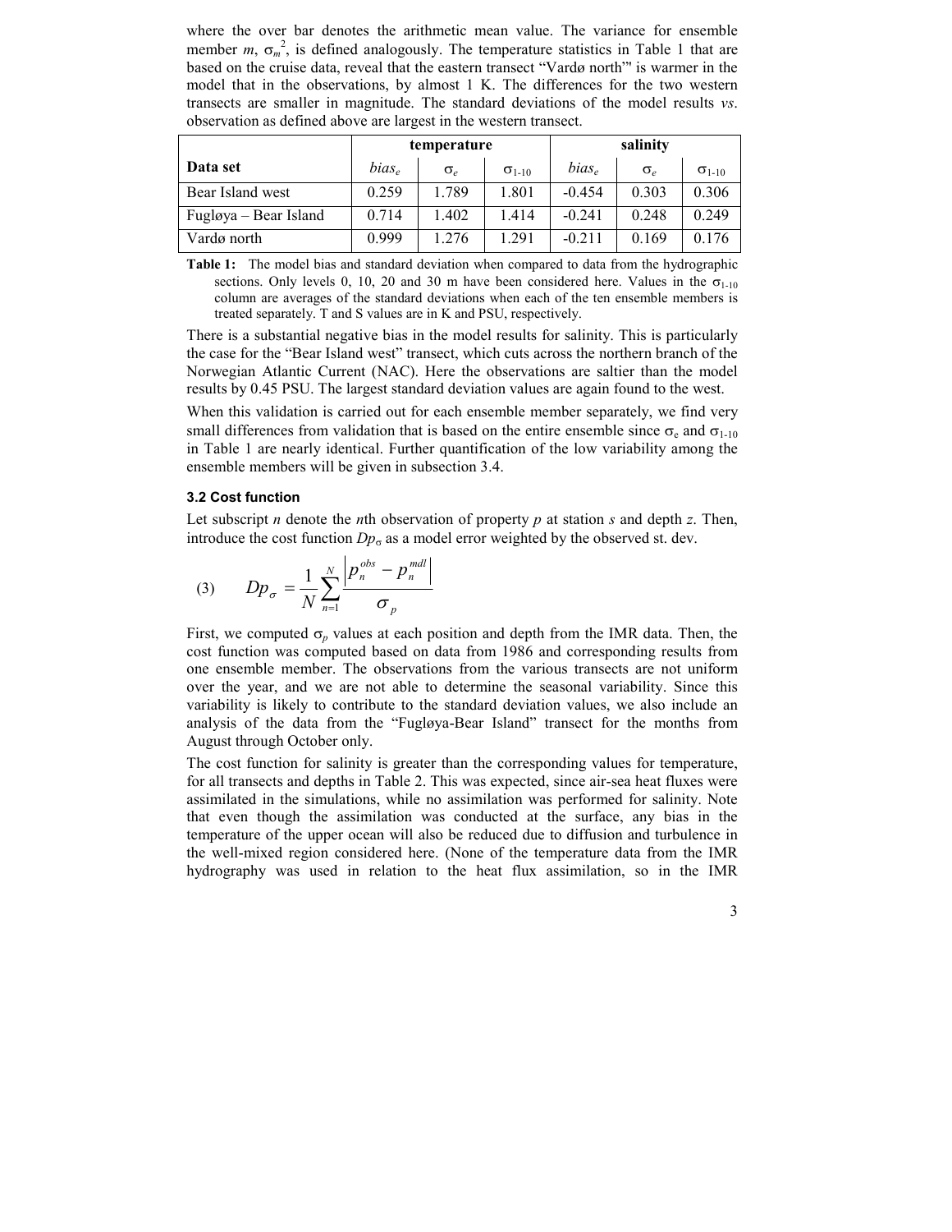where the over bar denotes the arithmetic mean value. The variance for ensemble member $m$, $\sigma_m^2$, is defined analogously. The temperature statistics in Table 1 that are based on the cruise data, reveal that the eastern transect "Vardø north"' is warmer in the model that in the observations, by almost 1 K. The differences for the two western transects are smaller in magnitude. The standard deviations of the model results *vs*. observation as defined above are largest in the western transect.

| Data set | temperature | | | salinity | | |
|---|---|---|---|---|---|---|
| | $bias_e$ | $\sigma_e$ | $\sigma_{1\text{-}10}$ | $bias_e$ | $\sigma_e$ | $\sigma_{1\text{-}10}$ |
| Bear Island west | 0.259 | 1.789 | 1.801 | -0.454 | 0.303 | 0.306 |
| Fugløya – Bear Island | 0.714 | 1.402 | 1.414 | -0.241 | 0.248 | 0.249 |
| Vardø north | 0.999 | 1.276 | 1.291 | -0.211 | 0.169 | 0.176 |

**Table 1:** The model bias and standard deviation when compared to data from the hydrographic sections. Only levels 0, 10, 20 and 30 m have been considered here. Values in the $\sigma_{1\text{-}10}$ column are averages of the standard deviations when each of the ten ensemble members is treated separately. T and S values are in K and PSU, respectively.

There is a substantial negative bias in the model results for salinity. This is particularly the case for the "Bear Island west" transect, which cuts across the northern branch of the Norwegian Atlantic Current (NAC). Here the observations are saltier than the model results by 0.45 PSU. The largest standard deviation values are again found to the west.

When this validation is carried out for each ensemble member separately, we find very small differences from validation that is based on the entire ensemble since $\sigma_e$ and $\sigma_{1\text{-}10}$ in Table 1 are nearly identical. Further quantification of the low variability among the ensemble members will be given in subsection 3.4.

### 3.2 Cost function

Let subscript $n$ denote the $n$th observation of property $p$ at station $s$ and depth $z$. Then, introduce the cost function $Dp_\sigma$ as a model error weighted by the observed st. dev.

$$(3) \qquad Dp_\sigma = \frac{1}{N}\sum_{n=1}^{N}\frac{\left|p_n^{obs} - p_n^{mdl}\right|}{\sigma_p}$$

First, we computed $\sigma_p$ values at each position and depth from the IMR data. Then, the cost function was computed based on data from 1986 and corresponding results from one ensemble member. The observations from the various transects are not uniform over the year, and we are not able to determine the seasonal variability. Since this variability is likely to contribute to the standard deviation values, we also include an analysis of the data from the "Fugløya-Bear Island" transect for the months from August through October only.

The cost function for salinity is greater than the corresponding values for temperature, for all transects and depths in Table 2. This was expected, since air-sea heat fluxes were assimilated in the simulations, while no assimilation was performed for salinity. Note that even though the assimilation was conducted at the surface, any bias in the temperature of the upper ocean will also be reduced due to diffusion and turbulence in the well-mixed region considered here. (None of the temperature data from the IMR hydrography was used in relation to the heat flux assimilation, so in the IMR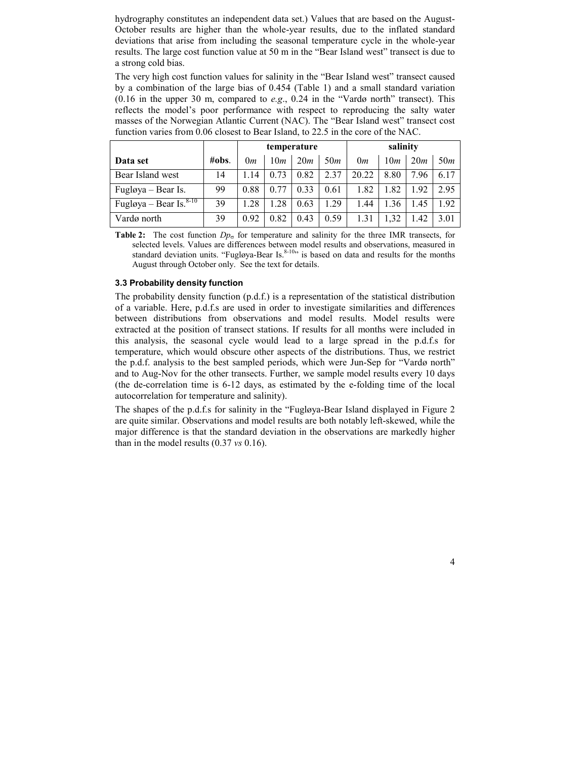hydrography constitutes an independent data set.) Values that are based on the August-October results are higher than the whole-year results, due to the inflated standard deviations that arise from including the seasonal temperature cycle in the whole-year results. The large cost function value at 50 m in the "Bear Island west" transect is due to a strong cold bias.

The very high cost function values for salinity in the "Bear Island west" transect caused by a combination of the large bias of 0.454 (Table 1) and a small standard variation (0.16 in the upper 30 m, compared to *e.g*., 0.24 in the "Vardø north" transect). This reflects the model's poor performance with respect to reproducing the salty water masses of the Norwegian Atlantic Current (NAC). The "Bear Island west" transect cost function varies from 0.06 closest to Bear Island, to 22.5 in the core of the NAC.

| | | temperature | | | | salinity | | | |
|---|---|---|---|---|---|---|---|---|---|
| **Data set** | **#obs**. | 0*m* | 10*m* | 20*m* | 50*m* | 0*m* | 10*m* | 20*m* | 50*m* |
| Bear Island west | 14 | 1.14 | 0.73 | 0.82 | 2.37 | 20.22 | 8.80 | 7.96 | 6.17 |
| Fugløya – Bear Is. | 99 | 0.88 | 0.77 | 0.33 | 0.61 | 1.82 | 1.82 | 1.92 | 2.95 |
| Fugløya – Bear Is.[8-10] | 39 | 1.28 | 1.28 | 0.63 | 1.29 | 1.44 | 1.36 | 1.45 | 1.92 |
| Vardø north | 39 | 0.92 | 0.82 | 0.43 | 0.59 | 1.31 | 1,32 | 1.42 | 3.01 |

**Table 2:** The cost function $Dp_\sigma$ for temperature and salinity for the three IMR transects, for selected levels. Values are differences between model results and observations, measured in standard deviation units. "Fugløya-Bear Is.[8-10]" is based on data and results for the months August through October only. See the text for details.

### 3.3 Probability density function

The probability density function (p.d.f.) is a representation of the statistical distribution of a variable. Here, p.d.f.s are used in order to investigate similarities and differences between distributions from observations and model results. Model results were extracted at the position of transect stations. If results for all months were included in this analysis, the seasonal cycle would lead to a large spread in the p.d.f.s for temperature, which would obscure other aspects of the distributions. Thus, we restrict the p.d.f. analysis to the best sampled periods, which were Jun-Sep for "Vardø north" and to Aug-Nov for the other transects. Further, we sample model results every 10 days (the de-correlation time is 6-12 days, as estimated by the e-folding time of the local autocorrelation for temperature and salinity).

The shapes of the p.d.f.s for salinity in the "Fugløya-Bear Island displayed in Figure 2 are quite similar. Observations and model results are both notably left-skewed, while the major difference is that the standard deviation in the observations are markedly higher than in the model results (0.37 *vs* 0.16).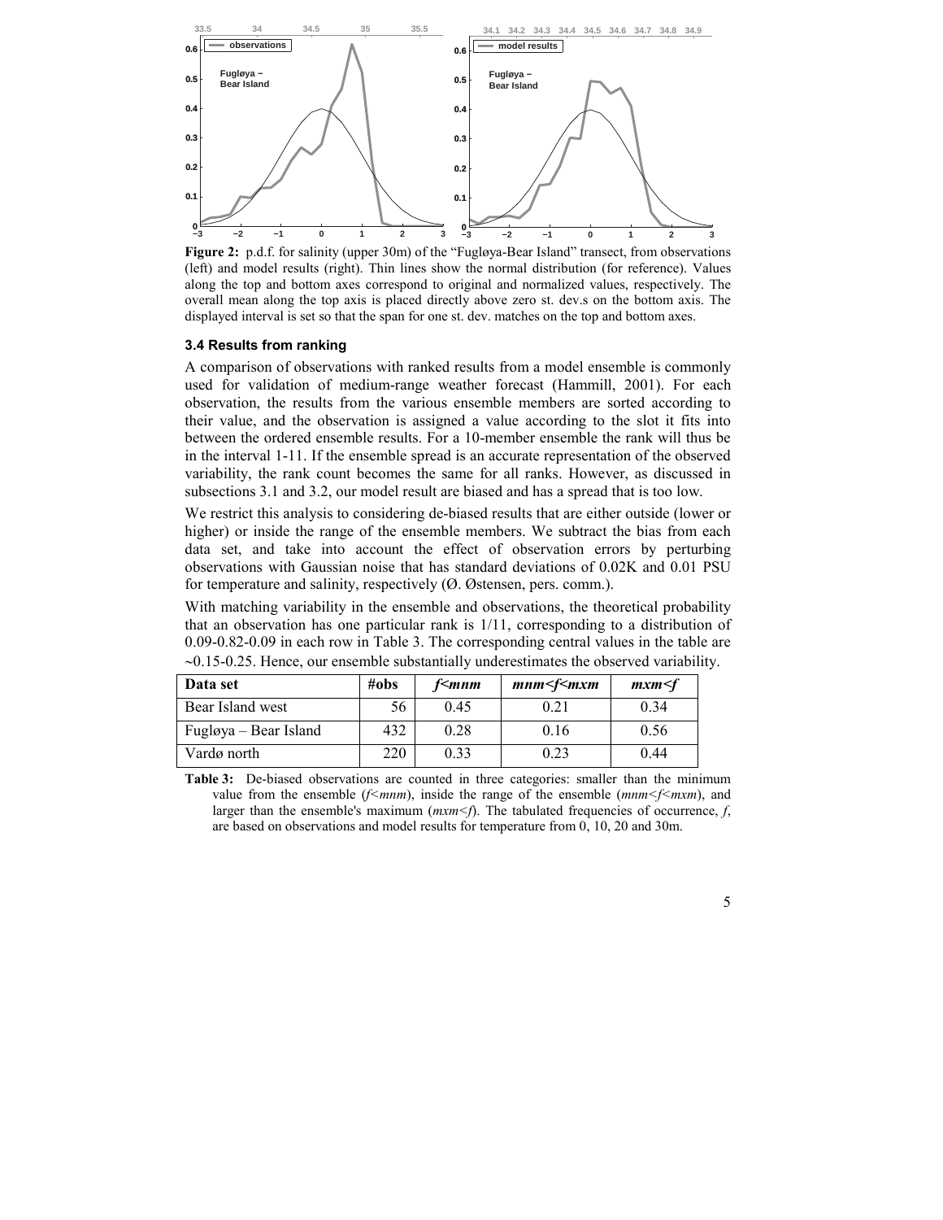**Figure 2:** p.d.f. for salinity (upper 30m) of the "Fugløya-Bear Island" transect, from observations (left) and model results (right). Thin lines show the normal distribution (for reference). Values along the top and bottom axes correspond to original and normalized values, respectively. The overall mean along the top axis is placed directly above zero st. dev.s on the bottom axis. The displayed interval is set so that the span for one st. dev. matches on the top and bottom axes.

### 3.4 Results from ranking

A comparison of observations with ranked results from a model ensemble is commonly used for validation of medium-range weather forecast (Hammill, 2001). For each observation, the results from the various ensemble members are sorted according to their value, and the observation is assigned a value according to the slot it fits into between the ordered ensemble results. For a 10-member ensemble the rank will thus be in the interval 1-11. If the ensemble spread is an accurate representation of the observed variability, the rank count becomes the same for all ranks. However, as discussed in subsections 3.1 and 3.2, our model result are biased and has a spread that is too low.

We restrict this analysis to considering de-biased results that are either outside (lower or higher) or inside the range of the ensemble members. We subtract the bias from each data set, and take into account the effect of observation errors by perturbing observations with Gaussian noise that has standard deviations of 0.02K and 0.01 PSU for temperature and salinity, respectively (Ø. Østensen, pers. comm.).

With matching variability in the ensemble and observations, the theoretical probability that an observation has one particular rank is 1/11, corresponding to a distribution of 0.09-0.82-0.09 in each row in Table 3. The corresponding central values in the table are ~0.15-0.25. Hence, our ensemble substantially underestimates the observed variability.

| Data set | #obs | *f<mnm* | *mnm<f<mxm* | *mxm<f* |
|---|---|---|---|---|
| Bear Island west | 56 | 0.45 | 0.21 | 0.34 |
| Fugløya – Bear Island | 432 | 0.28 | 0.16 | 0.56 |
| Vardø north | 220 | 0.33 | 0.23 | 0.44 |

**Table 3:** De-biased observations are counted in three categories: smaller than the minimum value from the ensemble (*f<mnm*), inside the range of the ensemble (*mnm<f<mxm*), and larger than the ensemble's maximum (*mxm<f*). The tabulated frequencies of occurrence, *f*, are based on observations and model results for temperature from 0, 10, 20 and 30m.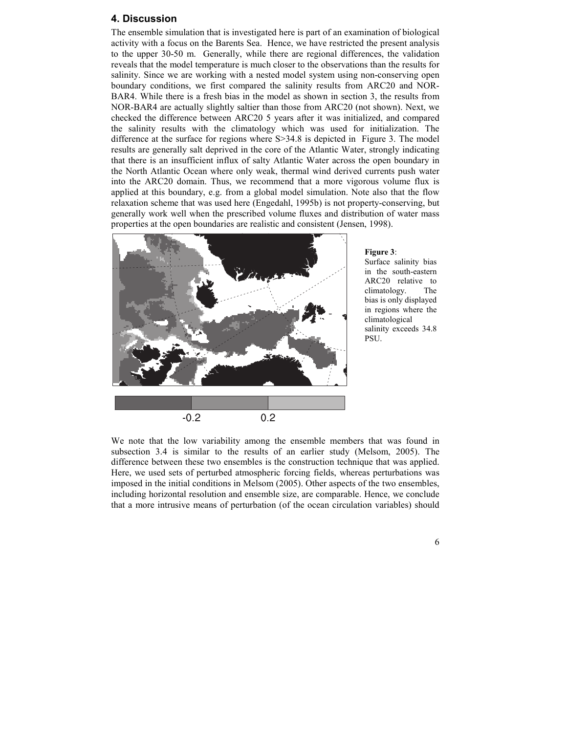## 4. Discussion

The ensemble simulation that is investigated here is part of an examination of biological activity with a focus on the Barents Sea. Hence, we have restricted the present analysis to the upper 30-50 m. Generally, while there are regional differences, the validation reveals that the model temperature is much closer to the observations than the results for salinity. Since we are working with a nested model system using non-conserving open boundary conditions, we first compared the salinity results from ARC20 and NOR-BAR4. While there is a fresh bias in the model as shown in section 3, the results from NOR-BAR4 are actually slightly saltier than those from ARC20 (not shown). Next, we checked the difference between ARC20 5 years after it was initialized, and compared the salinity results with the climatology which was used for initialization. The difference at the surface for regions where S>34.8 is depicted in Figure 3. The model results are generally salt deprived in the core of the Atlantic Water, strongly indicating that there is an insufficient influx of salty Atlantic Water across the open boundary in the North Atlantic Ocean where only weak, thermal wind derived currents push water into the ARC20 domain. Thus, we recommend that a more vigorous volume flux is applied at this boundary, e.g. from a global model simulation. Note also that the flow relaxation scheme that was used here (Engedahl, 1995b) is not property-conserving, but generally work well when the prescribed volume fluxes and distribution of water mass properties at the open boundaries are realistic and consistent (Jensen, 1998).

**Figure 3**: Surface salinity bias in the south-eastern ARC20 relative to climatology. The bias is only displayed in regions where the climatological salinity exceeds 34.8 PSU.

We note that the low variability among the ensemble members that was found in subsection 3.4 is similar to the results of an earlier study (Melsom, 2005). The difference between these two ensembles is the construction technique that was applied. Here, we used sets of perturbed atmospheric forcing fields, whereas perturbations was imposed in the initial conditions in Melsom (2005). Other aspects of the two ensembles, including horizontal resolution and ensemble size, are comparable. Hence, we conclude that a more intrusive means of perturbation (of the ocean circulation variables) should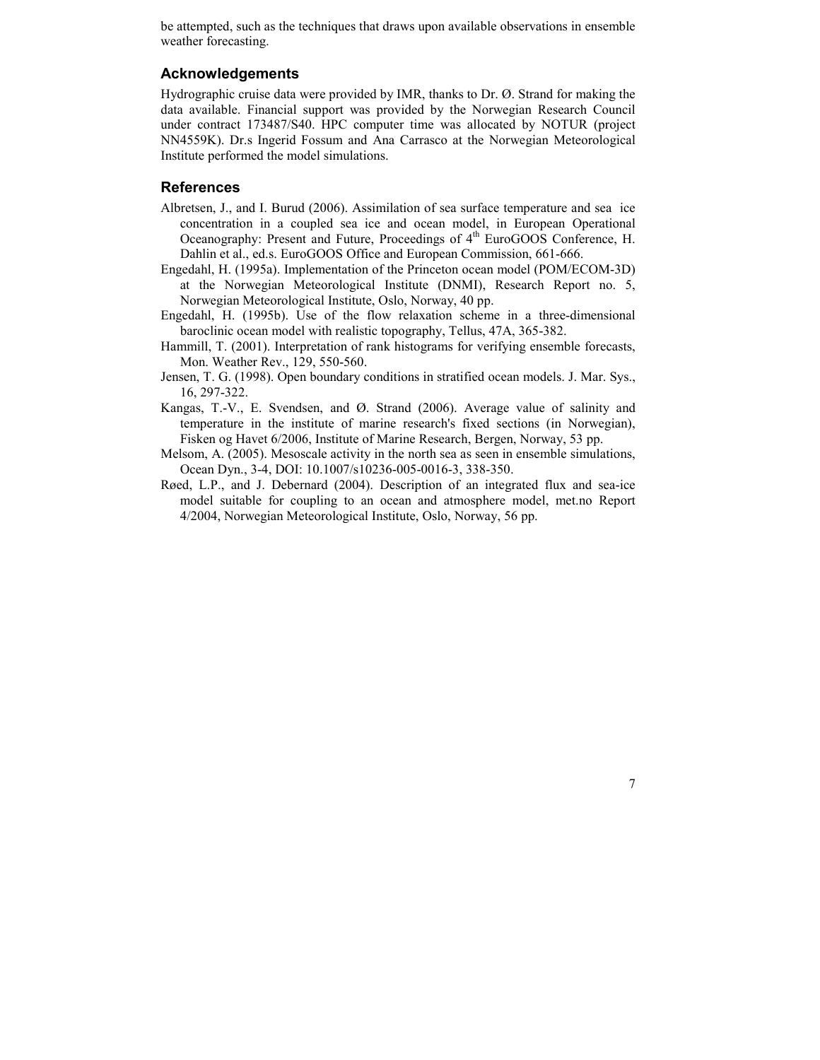be attempted, such as the techniques that draws upon available observations in ensemble weather forecasting.

## Acknowledgements

Hydrographic cruise data were provided by IMR, thanks to Dr. Ø. Strand for making the data available. Financial support was provided by the Norwegian Research Council under contract 173487/S40. HPC computer time was allocated by NOTUR (project NN4559K). Dr.s Ingerid Fossum and Ana Carrasco at the Norwegian Meteorological Institute performed the model simulations.

## References

Albretsen, J., and I. Burud (2006). Assimilation of sea surface temperature and sea ice concentration in a coupled sea ice and ocean model, in European Operational Oceanography: Present and Future, Proceedings of 4th EuroGOOS Conference, H. Dahlin et al., ed.s. EuroGOOS Office and European Commission, 661-666.

Engedahl, H. (1995a). Implementation of the Princeton ocean model (POM/ECOM-3D) at the Norwegian Meteorological Institute (DNMI), Research Report no. 5, Norwegian Meteorological Institute, Oslo, Norway, 40 pp.

Engedahl, H. (1995b). Use of the flow relaxation scheme in a three-dimensional baroclinic ocean model with realistic topography, Tellus, 47A, 365-382.

Hammill, T. (2001). Interpretation of rank histograms for verifying ensemble forecasts, Mon. Weather Rev., 129, 550-560.

Jensen, T. G. (1998). Open boundary conditions in stratified ocean models. J. Mar. Sys., 16, 297-322.

Kangas, T.-V., E. Svendsen, and Ø. Strand (2006). Average value of salinity and temperature in the institute of marine research's fixed sections (in Norwegian), Fisken og Havet 6/2006, Institute of Marine Research, Bergen, Norway, 53 pp.

Melsom, A. (2005). Mesoscale activity in the north sea as seen in ensemble simulations, Ocean Dyn., 3-4, DOI: 10.1007/s10236-005-0016-3, 338-350.

Røed, L.P., and J. Debernard (2004). Description of an integrated flux and sea-ice model suitable for coupling to an ocean and atmosphere model, met.no Report 4/2004, Norwegian Meteorological Institute, Oslo, Norway, 56 pp.